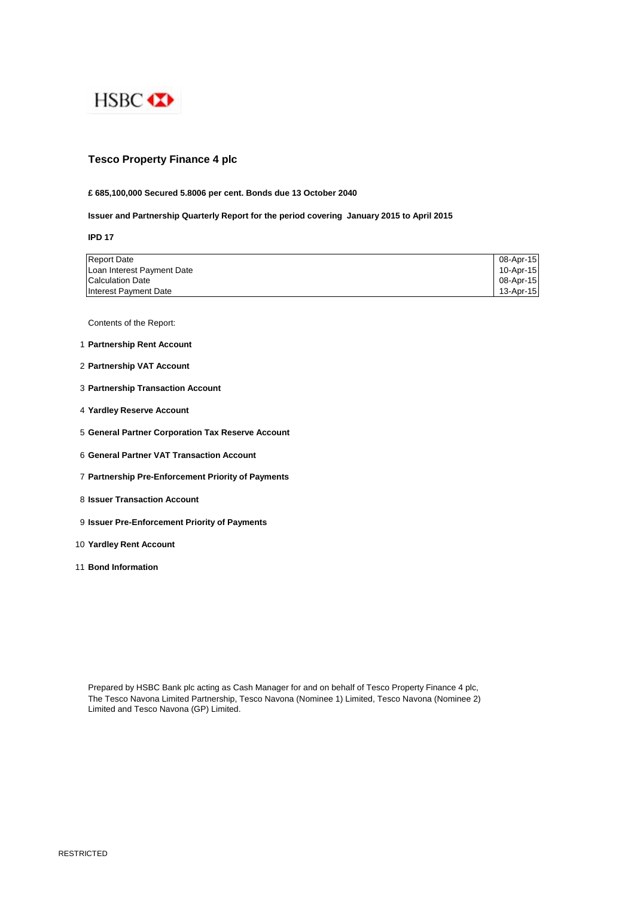HSBC

# Tesco Property Finance 4 plc

**£ 685,100,000 Secured 5.8006 per cent. Bonds due 13 October 2040**

**Issuer and Partnership Quarterly Report for the period covering January 2015 to April 2015**

**IPD 17**

| | |
|---|---|
| Report Date | 08-Apr-15 |
| Loan Interest Payment Date | 10-Apr-15 |
| Calculation Date | 08-Apr-15 |
| Interest Payment Date | 13-Apr-15 |

Contents of the Report:

1. **Partnership Rent Account**
2. **Partnership VAT Account**
3. **Partnership Transaction Account**
4. **Yardley Reserve Account**
5. **General Partner Corporation Tax Reserve Account**
6. **General Partner VAT Transaction Account**
7. **Partnership Pre-Enforcement Priority of Payments**
8. **Issuer Transaction Account**
9. **Issuer Pre-Enforcement Priority of Payments**
10. **Yardley Rent Account**
11. **Bond Information**

Prepared by HSBC Bank plc acting as Cash Manager for and on behalf of Tesco Property Finance 4 plc, The Tesco Navona Limited Partnership, Tesco Navona (Nominee 1) Limited, Tesco Navona (Nominee 2) Limited and Tesco Navona (GP) Limited.

RESTRICTED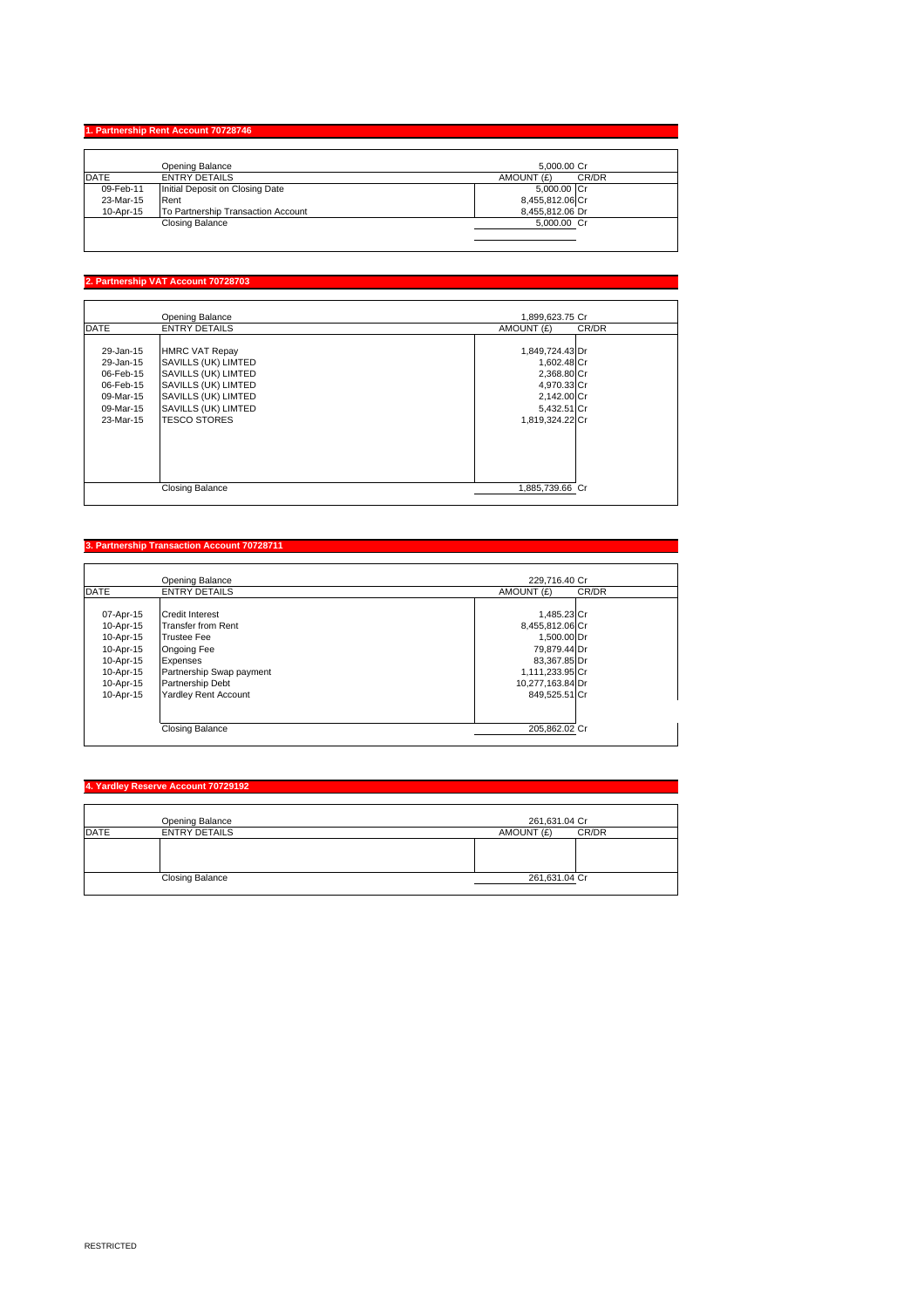## 1. Partnership Rent Account 70728746

| DATE | ENTRY DETAILS | AMOUNT (£) | CR/DR |
|---|---|---|---|
| | Opening Balance | 5,000.00 | Cr |
| 09-Feb-11 | Initial Deposit on Closing Date | 5,000.00 | Cr |
| 23-Mar-15 | Rent | 8,455,812.06 | Cr |
| 10-Apr-15 | To Partnership Transaction Account | 8,455,812.06 | Dr |
| | Closing Balance | 5,000.00 | Cr |

## 2. Partnership VAT Account 70728703

| DATE | ENTRY DETAILS | AMOUNT (£) | CR/DR |
|---|---|---|---|
| | Opening Balance | 1,899,623.75 | Cr |
| 29-Jan-15 | HMRC VAT Repay | 1,849,724.43 | Dr |
| 29-Jan-15 | SAVILLS (UK) LIMTED | 1,602.48 | Cr |
| 06-Feb-15 | SAVILLS (UK) LIMTED | 2,368.80 | Cr |
| 06-Feb-15 | SAVILLS (UK) LIMTED | 4,970.33 | Cr |
| 09-Mar-15 | SAVILLS (UK) LIMTED | 2,142.00 | Cr |
| 09-Mar-15 | SAVILLS (UK) LIMTED | 5,432.51 | Cr |
| 23-Mar-15 | TESCO STORES | 1,819,324.22 | Cr |
| | Closing Balance | 1,885,739.66 | Cr |

## 3. Partnership Transaction Account 70728711

| DATE | ENTRY DETAILS | AMOUNT (£) | CR/DR |
|---|---|---|---|
| | Opening Balance | 229,716.40 | Cr |
| 07-Apr-15 | Credit Interest | 1,485.23 | Cr |
| 10-Apr-15 | Transfer from Rent | 8,455,812.06 | Cr |
| 10-Apr-15 | Trustee Fee | 1,500.00 | Dr |
| 10-Apr-15 | Ongoing Fee | 79,879.44 | Dr |
| 10-Apr-15 | Expenses | 83,367.85 | Dr |
| 10-Apr-15 | Partnership Swap payment | 1,111,233.95 | Cr |
| 10-Apr-15 | Partnership Debt | 10,277,163.84 | Dr |
| 10-Apr-15 | Yardley Rent Account | 849,525.51 | Cr |
| | Closing Balance | 205,862.02 | Cr |

## 4. Yardley Reserve Account 70729192

| DATE | ENTRY DETAILS | AMOUNT (£) | CR/DR |
|---|---|---|---|
| | Opening Balance | 261,631.04 | Cr |
| | Closing Balance | 261,631.04 | Cr |

RESTRICTED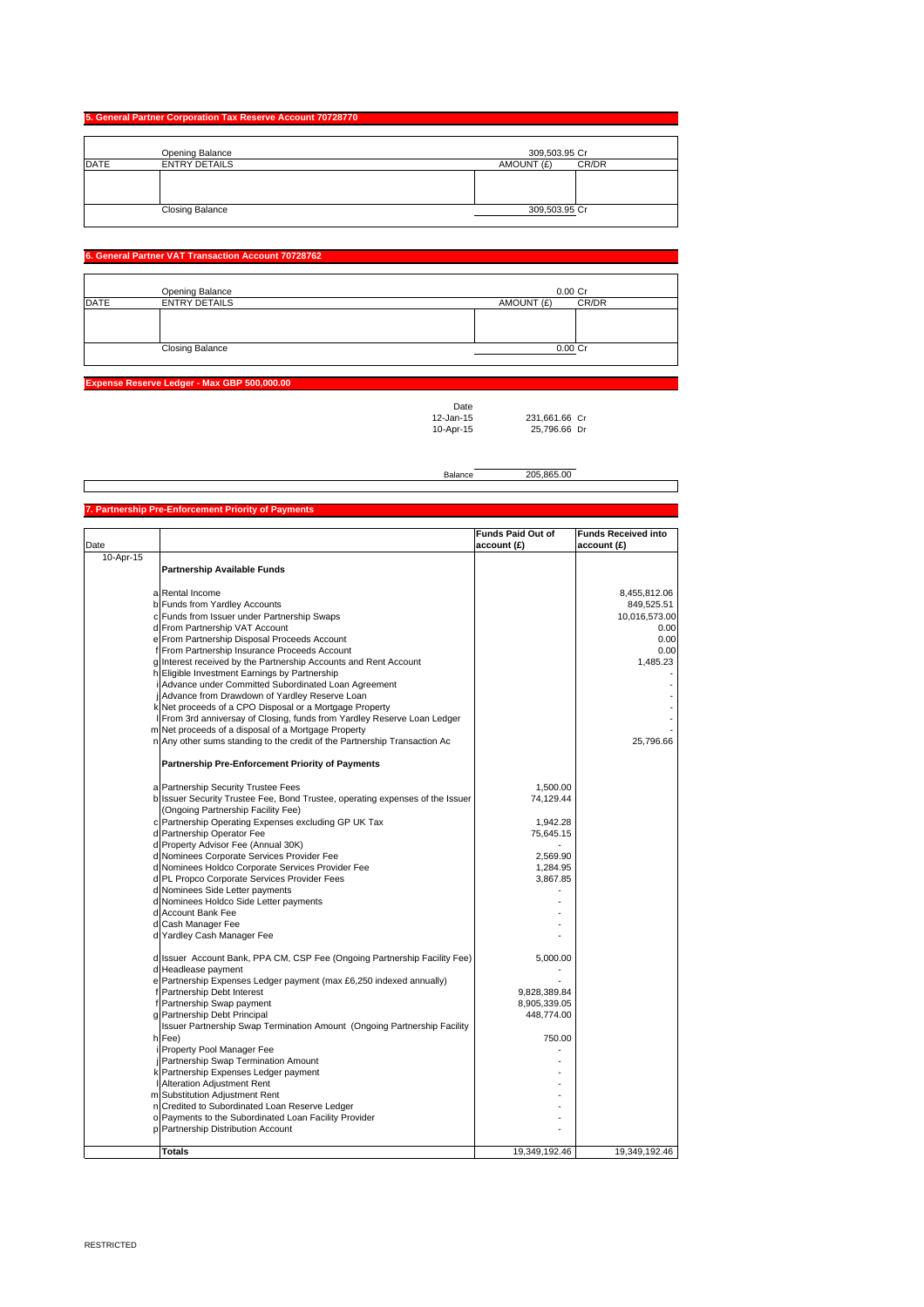## 5. General Partner Corporation Tax Reserve Account 70728770

| DATE | ENTRY DETAILS | AMOUNT (£) | CR/DR |
|---|---|---|---|
| | Opening Balance | 309,503.95 | Cr |
| | | | |
| | Closing Balance | 309,503.95 | Cr |

## 6. General Partner VAT Transaction Account 70728762

| DATE | ENTRY DETAILS | AMOUNT (£) | CR/DR |
|---|---|---|---|
| | Opening Balance | 0.00 | Cr |
| | | | |
| | Closing Balance | 0.00 | Cr |

## Expense Reserve Ledger - Max GBP 500,000.00

| Date | | |
|---|---|---|
| 12-Jan-15 | 231,661.66 | Cr |
| 10-Apr-15 | 25,796.66 | Dr |
| Balance | 205,865.00 | |

## 7. Partnership Pre-Enforcement Priority of Payments

| Date | | | Funds Paid Out of account (£) | Funds Received into account (£) |
|---|---|---|---|---|
| 10-Apr-15 | | **Partnership Available Funds** | | |
| | a | Rental Income | | 8,455,812.06 |
| | b | Funds from Yardley Accounts | | 849,525.51 |
| | c | Funds from Issuer under Partnership Swaps | | 10,016,573.00 |
| | d | From Partnership VAT Account | | 0.00 |
| | e | From Partnership Disposal Proceeds Account | | 0.00 |
| | f | From Partnership Insurance Proceeds Account | | 0.00 |
| | g | Interest received by the Partnership Accounts and Rent Account | | 1,485.23 |
| | h | Eligible Investment Earnings by Partnership | | - |
| | i | Advance under Committed Subordinated Loan Agreement | | - |
| | j | Advance from Drawdown of Yardley Reserve Loan | | - |
| | k | Net proceeds of a CPO Disposal or a Mortgage Property | | - |
| | l | From 3rd anniversay of Closing, funds from Yardley Reserve Loan Ledger | | - |
| | m | Net proceeds of a disposal of a Mortgage Property | | - |
| | n | Any other sums standing to the credit of the Partnership Transaction Ac | | 25,796.66 |
| | | **Partnership Pre-Enforcement Priority of Payments** | | |
| | a | Partnership Security Trustee Fees | 1,500.00 | |
| | b | Issuer Security Trustee Fee, Bond Trustee, operating expenses of the Issuer (Ongoing Partnership Facility Fee) | 74,129.44 | |
| | c | Partnership Operating Expenses excluding GP UK Tax | 1,942.28 | |
| | d | Partnership Operator Fee | 75,645.15 | |
| | d | Property Advisor Fee (Annual 30K) | - | |
| | d | Nominees Corporate Services Provider Fee | 2,569.90 | |
| | d | Nominees Holdco Corporate Services Provider Fee | 1,284.95 | |
| | d | PL Propco Corporate Services Provider Fees | 3,867.85 | |
| | d | Nominees Side Letter payments | - | |
| | d | Nominees Holdco Side Letter payments | - | |
| | d | Account Bank Fee | - | |
| | d | Cash Manager Fee | - | |
| | d | Yardley Cash Manager Fee | - | |
| | d | Issuer Account Bank, PPA CM, CSP Fee (Ongoing Partnership Facility Fee) | 5,000.00 | |
| | d | Headlease payment | - | |
| | e | Partnership Expenses Ledger payment (max £6,250 indexed annually) | - | |
| | f | Partnership Debt Interest | 9,828,389.84 | |
| | f | Partnership Swap payment | 8,905,339.05 | |
| | g | Partnership Debt Principal | 448,774.00 | |
| | h | Issuer Partnership Swap Termination Amount (Ongoing Partnership Facility Fee) | 750.00 | |
| | i | Property Pool Manager Fee | - | |
| | j | Partnership Swap Termination Amount | - | |
| | k | Partnership Expenses Ledger payment | - | |
| | l | Alteration Adjustment Rent | - | |
| | m | Substitution Adjustment Rent | - | |
| | n | Credited to Subordinated Loan Reserve Ledger | - | |
| | o | Payments to the Subordinated Loan Facility Provider | - | |
| | p | Partnership Distribution Account | - | |
| | | **Totals** | 19,349,192.46 | 19,349,192.46 |

RESTRICTED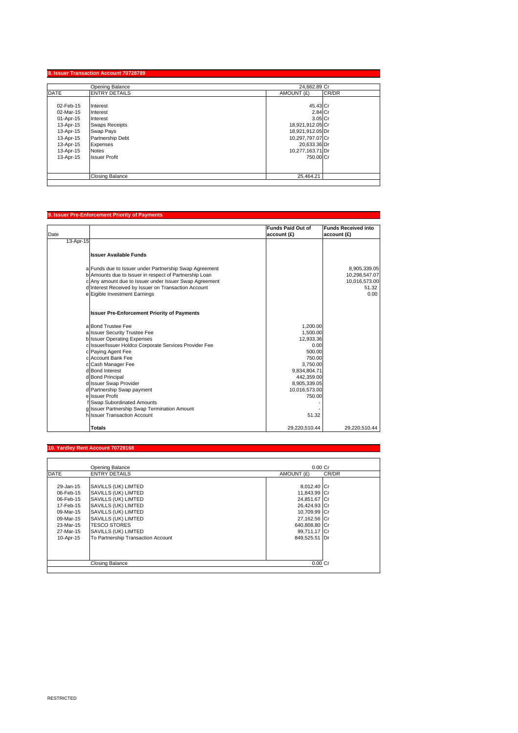## 8. Issuer Transaction Account 70728789

| DATE | ENTRY DETAILS | AMOUNT (£) | CR/DR |
|---|---|---|---|
| | Opening Balance | 24,662.89 | Cr |
| 02-Feb-15 | Interest | 45.43 | Cr |
| 02-Mar-15 | Interest | 2.84 | Cr |
| 01-Apr-15 | Interest | 3.05 | Cr |
| 13-Apr-15 | Swaps Receipts | 18,921,912.05 | Cr |
| 13-Apr-15 | Swap Pays | 18,921,912.05 | Dr |
| 13-Apr-15 | Partnership Debt | 10,297,797.07 | Cr |
| 13-Apr-15 | Expenses | 20,633.36 | Dr |
| 13-Apr-15 | Notes | 10,277,163.71 | Dr |
| 13-Apr-15 | Issuer Profit | 750.00 | Cr |
| | Closing Balance | 25,464.21 | |

## 9. Issuer Pre-Enforcement Priority of Payments

| Date | | | Funds Paid Out of account (£) | Funds Received into account (£) |
|---|---|---|---|---|
| 13-Apr-15 | | | | |
| | | **Issuer Available Funds** | | |
| | a | Funds due to Issuer under Partnership Swap Agreement | | 8,905,339.05 |
| | b | Amounts due to Issuer in respect of Partnership Loan | | 10,298,547.07 |
| | c | Any amount due to Issuer under Issuer Swap Agreement | | 10,016,573.00 |
| | d | Interest Received by Issuer on Transaction Account | | 51.32 |
| | e | Eigible Investment Earnings | | 0.00 |
| | | **Issuer Pre-Enforcement Priority of Payments** | | |
| | a | Bond Trustee Fee | 1,200.00 | |
| | a | Issuer Security Trustee Fee | 1,500.00 | |
| | b | Issuer Operating Expenses | 12,933.36 | |
| | c | Issuer/Issuer Holdco Corporate Services Provider Fee | 0.00 | |
| | c | Paying Agent Fee | 500.00 | |
| | c | Account Bank Fee | 750.00 | |
| | c | Cash Manager Fee | 3,750.00 | |
| | d | Bond Interest | 9,834,804.71 | |
| | d | Bond Principal | 442,359.00 | |
| | d | Issuer Swap Provider | 8,905,339.05 | |
| | d | Partnership Swap payment | 10,016,573.00 | |
| | e | Issuer Profit | 750.00 | |
| | f | Swap Subordinated Amounts | - | |
| | g | Issuer Partnership Swap Termination Amount | - | |
| | h | Issuer Transaction Account | 51.32 | |
| | | **Totals** | 29,220,510.44 | 29,220,510.44 |

## 10. Yardley Rent Account 70729168

| DATE | ENTRY DETAILS | AMOUNT (£) | CR/DR |
|---|---|---|---|
| | Opening Balance | 0.00 | Cr |
| 29-Jan-15 | SAVILLS (UK) LIMTED | 8,012.40 | Cr |
| 06-Feb-15 | SAVILLS (UK) LIMTED | 11,843.99 | Cr |
| 06-Feb-15 | SAVILLS (UK) LIMTED | 24,851.67 | Cr |
| 17-Feb-15 | SAVILLS (UK) LIMTED | 26,424.93 | Cr |
| 09-Mar-15 | SAVILLS (UK) LIMTED | 10,709.99 | Cr |
| 09-Mar-15 | SAVILLS (UK) LIMTED | 27,162.56 | Cr |
| 23-Mar-15 | TESCO STORES | 640,808.80 | Cr |
| 27-Mar-15 | SAVILLS (UK) LIMTED | 99,711.17 | Cr |
| 10-Apr-15 | To Partnership Transaction Account | 849,525.51 | Dr |
| | Closing Balance | 0.00 | Cr |

RESTRICTED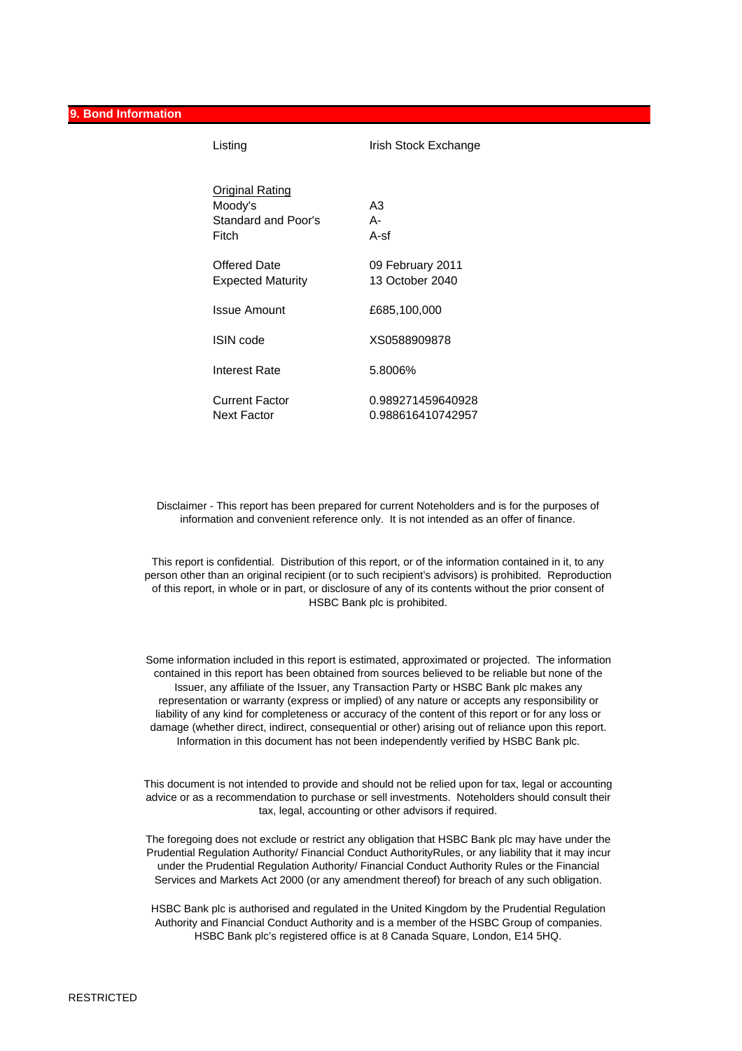## 9. Bond Information

| | |
|---|---|
| Listing | Irish Stock Exchange |
| Original Rating | |
| Moody's | A3 |
| Standard and Poor's | A- |
| Fitch | A-sf |
| Offered Date | 09 February 2011 |
| Expected Maturity | 13 October 2040 |
| Issue Amount | £685,100,000 |
| ISIN code | XS0588909878 |
| Interest Rate | 5.8006% |
| Current Factor | 0.989271459640928 |
| Next Factor | 0.988616410742957 |

Disclaimer - This report has been prepared for current Noteholders and is for the purposes of information and convenient reference only. It is not intended as an offer of finance.

This report is confidential. Distribution of this report, or of the information contained in it, to any person other than an original recipient (or to such recipient's advisors) is prohibited. Reproduction of this report, in whole or in part, or disclosure of any of its contents without the prior consent of HSBC Bank plc is prohibited.

Some information included in this report is estimated, approximated or projected. The information contained in this report has been obtained from sources believed to be reliable but none of the Issuer, any affiliate of the Issuer, any Transaction Party or HSBC Bank plc makes any representation or warranty (express or implied) of any nature or accepts any responsibility or liability of any kind for completeness or accuracy of the content of this report or for any loss or damage (whether direct, indirect, consequential or other) arising out of reliance upon this report. Information in this document has not been independently verified by HSBC Bank plc.

This document is not intended to provide and should not be relied upon for tax, legal or accounting advice or as a recommendation to purchase or sell investments. Noteholders should consult their tax, legal, accounting or other advisors if required.

The foregoing does not exclude or restrict any obligation that HSBC Bank plc may have under the Prudential Regulation Authority/ Financial Conduct AuthorityRules, or any liability that it may incur under the Prudential Regulation Authority/ Financial Conduct Authority Rules or the Financial Services and Markets Act 2000 (or any amendment thereof) for breach of any such obligation.

HSBC Bank plc is authorised and regulated in the United Kingdom by the Prudential Regulation Authority and Financial Conduct Authority and is a member of the HSBC Group of companies. HSBC Bank plc's registered office is at 8 Canada Square, London, E14 5HQ.

RESTRICTED